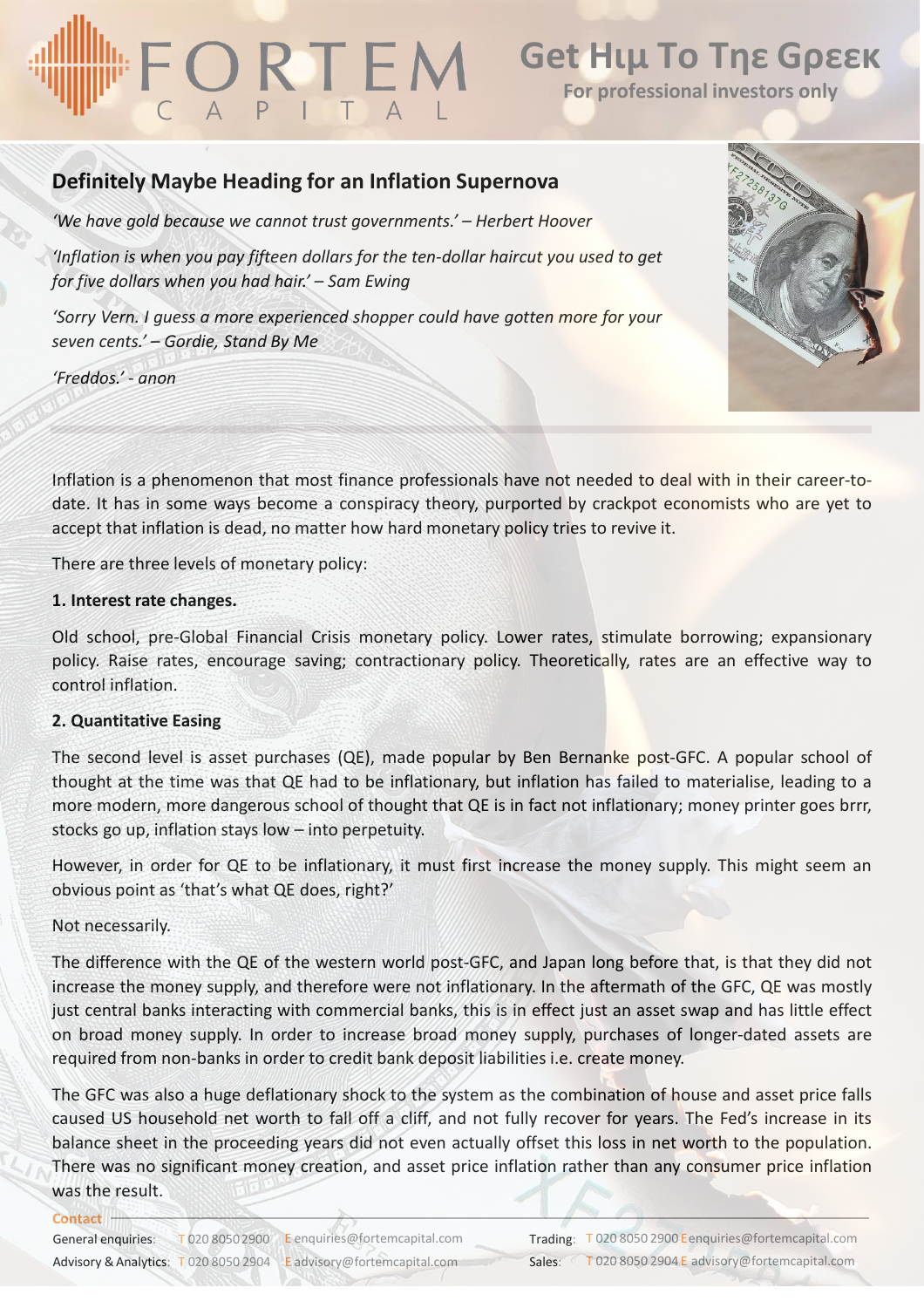# Get Hιμ To Tηε Gρεεκ

For professional investors only

## Definitely Maybe Heading for an Inflation Supernova

*'We have gold because we cannot trust governments.' – Herbert Hoover*

*'Inflation is when you pay fifteen dollars for the ten-dollar haircut you used to get for five dollars when you had hair.' – Sam Ewing*

*'Sorry Vern. I guess a more experienced shopper could have gotten more for your seven cents.' – Gordie, Stand By Me*

*'Freddos.' - anon*

Inflation is a phenomenon that most finance professionals have not needed to deal with in their career-to-date. It has in some ways become a conspiracy theory, purported by crackpot economists who are yet to accept that inflation is dead, no matter how hard monetary policy tries to revive it.

There are three levels of monetary policy:

**1. Interest rate changes.**

Old school, pre-Global Financial Crisis monetary policy. Lower rates, stimulate borrowing; expansionary policy. Raise rates, encourage saving; contractionary policy. Theoretically, rates are an effective way to control inflation.

**2. Quantitative Easing**

The second level is asset purchases (QE), made popular by Ben Bernanke post-GFC. A popular school of thought at the time was that QE had to be inflationary, but inflation has failed to materialise, leading to a more modern, more dangerous school of thought that QE is in fact not inflationary; money printer goes brrr, stocks go up, inflation stays low – into perpetuity.

However, in order for QE to be inflationary, it must first increase the money supply. This might seem an obvious point as 'that's what QE does, right?'

Not necessarily.

The difference with the QE of the western world post-GFC, and Japan long before that, is that they did not increase the money supply, and therefore were not inflationary. In the aftermath of the GFC, QE was mostly just central banks interacting with commercial banks, this is in effect just an asset swap and has little effect on broad money supply. In order to increase broad money supply, purchases of longer-dated assets are required from non-banks in order to credit bank deposit liabilities i.e. create money.

The GFC was also a huge deflationary shock to the system as the combination of house and asset price falls caused US household net worth to fall off a cliff, and not fully recover for years. The Fed's increase in its balance sheet in the proceeding years did not even actually offset this loss in net worth to the population. There was no significant money creation, and asset price inflation rather than any consumer price inflation was the result.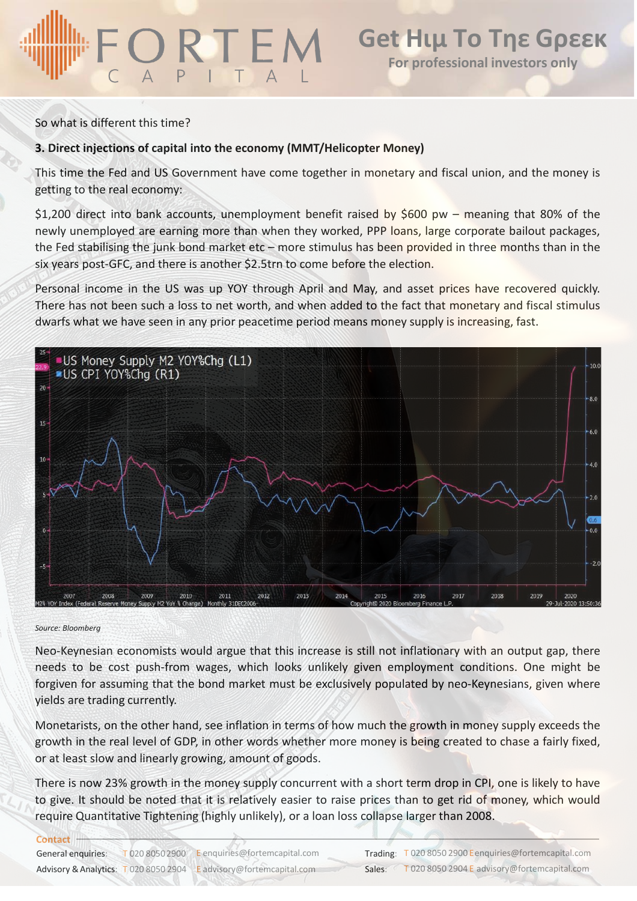So what is different this time?

**3. Direct injections of capital into the economy (MMT/Helicopter Money)**

This time the Fed and US Government have come together in monetary and fiscal union, and the money is getting to the real economy:

$1,200 direct into bank accounts, unemployment benefit raised by $600 pw – meaning that 80% of the newly unemployed are earning more than when they worked, PPP loans, large corporate bailout packages, the Fed stabilising the junk bond market etc – more stimulus has been provided in three months than in the six years post-GFC, and there is another $2.5trn to come before the election.

Personal income in the US was up YOY through April and May, and asset prices have recovered quickly. There has not been such a loss to net worth, and when added to the fact that monetary and fiscal stimulus dwarfs what we have seen in any prior peacetime period means money supply is increasing, fast.

*Source: Bloomberg*

Neo-Keynesian economists would argue that this increase is still not inflationary with an output gap, there needs to be cost push-from wages, which looks unlikely given employment conditions. One might be forgiven for assuming that the bond market must be exclusively populated by neo-Keynesians, given where yields are trading currently.

Monetarists, on the other hand, see inflation in terms of how much the growth in money supply exceeds the growth in the real level of GDP, in other words whether more money is being created to chase a fairly fixed, or at least slow and linearly growing, amount of goods.

There is now 23% growth in the money supply concurrent with a short term drop in CPI, one is likely to have to give. It should be noted that it is relatively easier to raise prices than to get rid of money, which would require Quantitative Tightening (highly unlikely), or a loan loss collapse larger than 2008.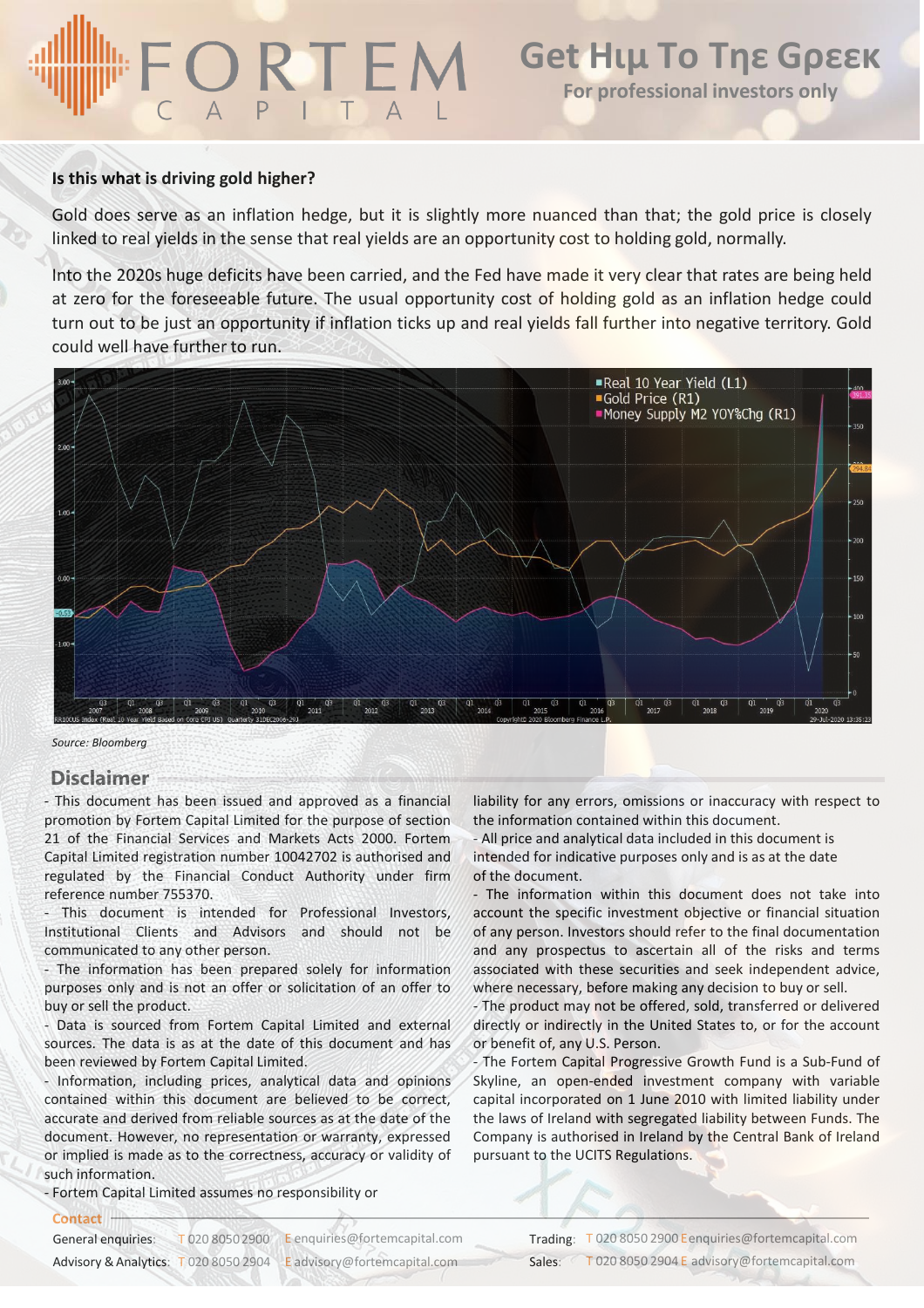**Is this what is driving gold higher?**

Gold does serve as an inflation hedge, but it is slightly more nuanced than that; the gold price is closely linked to real yields in the sense that real yields are an opportunity cost to holding gold, normally.

Into the 2020s huge deficits have been carried, and the Fed have made it very clear that rates are being held at zero for the foreseeable future. The usual opportunity cost of holding gold as an inflation hedge could turn out to be just an opportunity if inflation ticks up and real yields fall further into negative territory. Gold could well have further to run.

Real 10 Year Yield (L1)
Gold Price (R1)
Money Supply M2 YOY%Chg (R1)

*Source: Bloomberg*

## Disclaimer

- This document has been issued and approved as a financial promotion by Fortem Capital Limited for the purpose of section 21 of the Financial Services and Markets Acts 2000. Fortem Capital Limited registration number 10042702 is authorised and regulated by the Financial Conduct Authority under firm reference number 755370.
- This document is intended for Professional Investors, Institutional Clients and Advisors and should not be communicated to any other person.
- The information has been prepared solely for information purposes only and is not an offer or solicitation of an offer to buy or sell the product.
- Data is sourced from Fortem Capital Limited and external sources. The data is as at the date of this document and has been reviewed by Fortem Capital Limited.
- Information, including prices, analytical data and opinions contained within this document are believed to be correct, accurate and derived from reliable sources as at the date of the document. However, no representation or warranty, expressed or implied is made as to the correctness, accuracy or validity of such information.
- Fortem Capital Limited assumes no responsibility or liability for any errors, omissions or inaccuracy with respect to the information contained within this document.
- All price and analytical data included in this document is intended for indicative purposes only and is as at the date of the document.
- The information within this document does not take into account the specific investment objective or financial situation of any person. Investors should refer to the final documentation and any prospectus to ascertain all of the risks and terms associated with these securities and seek independent advice, where necessary, before making any decision to buy or sell.
- The product may not be offered, sold, transferred or delivered directly or indirectly in the United States to, or for the account or benefit of, any U.S. Person.
- The Fortem Capital Progressive Growth Fund is a Sub-Fund of Skyline, an open-ended investment company with variable capital incorporated on 1 June 2010 with limited liability under the laws of Ireland with segregated liability between Funds. The Company is authorised in Ireland by the Central Bank of Ireland pursuant to the UCITS Regulations.

**Contact**

General enquiries: T 020 8050 2900 E enquiries@fortemcapital.com

Advisory & Analytics: T 020 8050 2904 E advisory@fortemcapital.com

Trading: T 020 8050 2900 E enquiries@fortemcapital.com

Sales: T 020 8050 2904 E advisory@fortemcapital.com